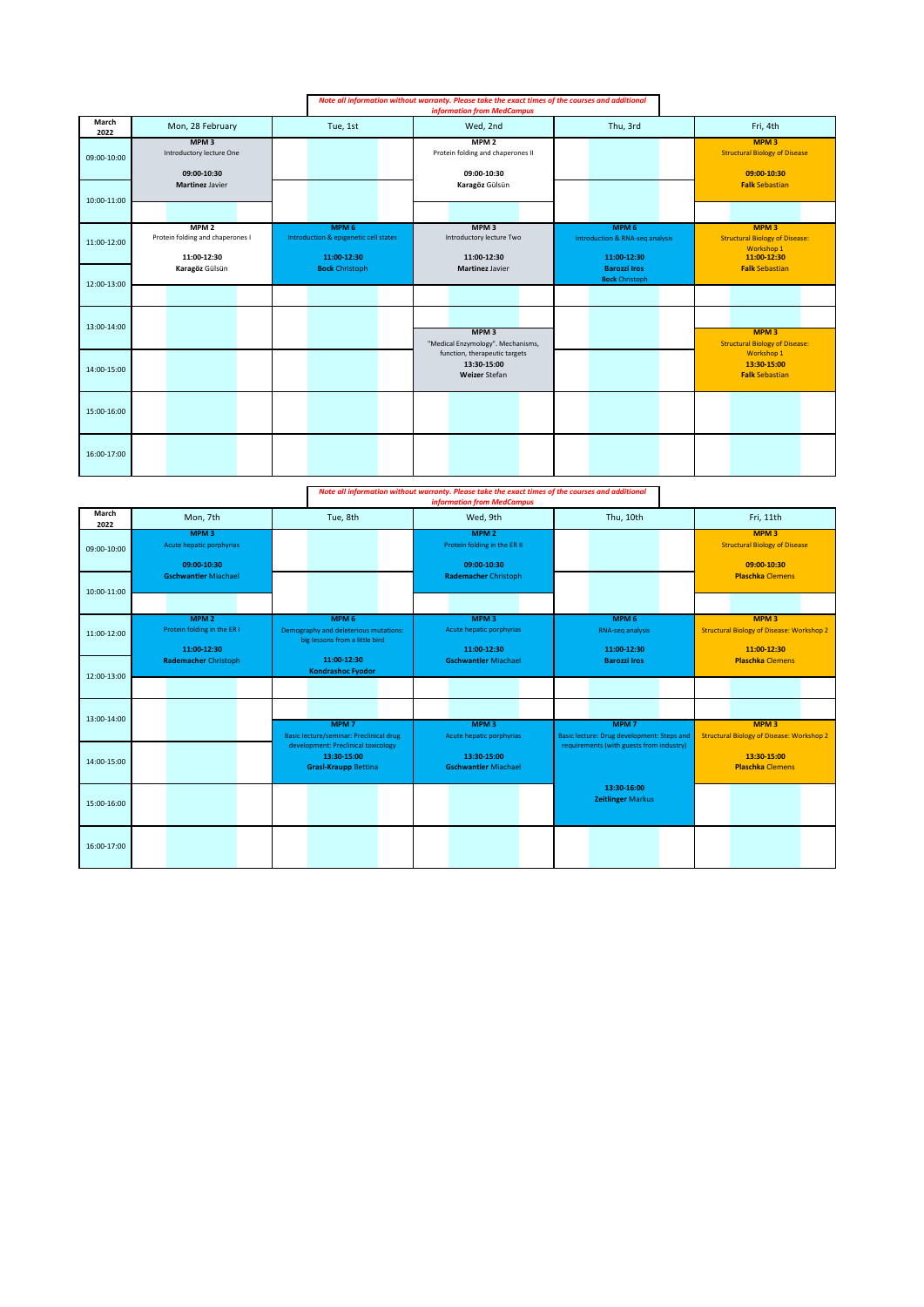*Note all information without warranty. Please take the exact times of the courses and additional information from MedCampus*

| March 2022 | Mon, 28 February | Tue, 1st | Wed, 2nd | Thu, 3rd | Fri, 4th |
|---|---|---|---|---|---|
| 09:00-10:00 | **MPM 3** Introductory lecture One **09:00-10:30** **Martinez** Javier | | **MPM 2** Protein folding and chaperones II **09:00-10:30** **Karagöz** Gülsün | | **MPM 3** Structural Biology of Disease **09:00-10:30** **Falk** Sebastian |
| 10:00-11:00 | | | | | |
| 11:00-12:00 | **MPM 2** Protein folding and chaperones I **11:00-12:30** **Karagöz** Gülsün | **MPM 6** Introduction & epigenetic cell states **11:00-12:30** **Bock** Christoph | **MPM 3** Introductory lecture Two **11:00-12:30** **Martinez** Javier | **MPM 6** Introduction & RNA-seq analysis **11:00-12:30** **Barozzi Iros** **Bock** Christoph | **MPM 3** Structural Biology of Disease: Workshop 1 **11:00-12:30** **Falk** Sebastian |
| 12:00-13:00 | | | | | |
| 13:00-14:00 | | | **MPM 3** "Medical Enzymology". Mechanisms, function, therapeutic targets **13:30-15:00** **Weizer** Stefan | | **MPM 3** Structural Biology of Disease: Workshop 1 **13:30-15:00** **Falk** Sebastian |
| 14:00-15:00 | | | | | |
| 15:00-16:00 | | | | | |
| 16:00-17:00 | | | | | |

*Note all information without warranty. Please take the exact times of the courses and additional information from MedCampus*

| March 2022 | Mon, 7th | Tue, 8th | Wed, 9th | Thu, 10th | Fri, 11th |
|---|---|---|---|---|---|
| 09:00-10:00 | **MPM 3** Acute hepatic porphyrias **09:00-10:30** **Gschwantler** Miachael | | **MPM 2** Protein folding in the ER II **09:00-10:30** **Rademacher** Christoph | | **MPM 3** Structural Biology of Disease **09:00-10:30** **Plaschka** Clemens |
| 10:00-11:00 | | | | | |
| 11:00-12:00 | **MPM 2** Protein folding in the ER I **11:00-12:30** **Rademacher** Christoph | **MPM 6** Demography and deleterious mutations: big lessons from a little bird **11:00-12:30** **Kondrashoc Fyodor** | **MPM 3** Acute hepatic porphyrias **11:00-12:30** **Gschwantler** Miachael | **MPM 6** RNA-seq analysis **11:00-12:30** **Barozzi Iros** | **MPM 3** Structural Biology of Disease: Workshop 2 **11:00-12:30** **Plaschka** Clemens |
| 12:00-13:00 | | | | | |
| 13:00-14:00 | | **MPM 7** Basic lecture/seminar: Preclinical drug development: Preclinical toxicology **13:30-15:00** **Grasl-Kraupp** Bettina | **MPM 3** Acute hepatic porphyrias **13:30-15:00** **Gschwantler** Miachael | **MPM 7** Basic lecture: Drug development: Steps and requirements (with guests from industry) **13:30-16:00** **Zeitlinger** Markus | **MPM 3** Structural Biology of Disease: Workshop 2 **13:30-15:00** **Plaschka** Clemens |
| 14:00-15:00 | | | | | |
| 15:00-16:00 | | | | | |
| 16:00-17:00 | | | | | |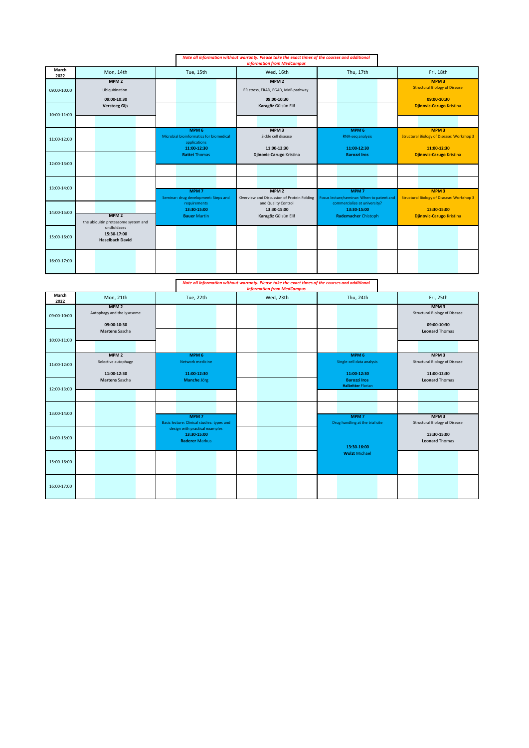*Note all information without warranty. Please take the exact times of the courses and additional information from MedCampus*

| March 2022 | Mon, 14th | Tue, 15th | Wed, 16th | Thu, 17th | Fri, 18th |
|---|---|---|---|---|---|
| 09:00-10:00 | **MPM 2**<br>Ubiquitination<br>**09:00-10:30**<br>**Versteeg Gijs** | | **MPM 2**<br>ER stress, ERAD, EGAD, MVB pathway<br>**09:00-10:30**<br>**Karagöz** Gülsün Elif | | **MPM 3**<br>Structural Biology of Disease<br>**09:00-10:30**<br>**Djinovic-Carugo** Kristina |
| 10:00-11:00 | | | | | |
| 11:00-12:00 | | **MPM 6**<br>Microbial bioinformatics for biomedical applications<br>**11:00-12:30**<br>**Rattei** Thomas | **MPM 3**<br>Sickle cell disease<br>**11:00-12:30**<br>**Djinovic-Carugo** Kristina | **MPM 6**<br>RNA-seq analysis<br>**11:00-12:30**<br>**Barozzi Iros** | **MPM 3**<br>Structural Biology of Disease: Workshop 3<br>**11:00-12:30**<br>**Djinovic-Carugo** Kristina |
| 12:00-13:00 | | | | | |
| 13:00-14:00 | | **MPM 7**<br>Seminar: drug development: Steps and requirements<br>**13:30-15:00**<br>**Bauer** Martin | **MPM 2**<br>Overview and Discussion of Protein Folding and Quality Control<br>**13:30-15:00**<br>**Karagöz** Gülsün Elif | **MPM 7**<br>Focus lecture/seminar: When to patent and commercialize at university?<br>**13:30-15:00**<br>**Rademacher** Chistoph | **MPM 3**<br>Structural Biology of Disease: Workshop 3<br>**13:30-15:00**<br>**Djinovic-Carugo** Kristina |
| 14:00-15:00 | **MPM 2**<br>the ubiquitin proteasome system and undfoldases<br>**15:30-17:00**<br>**Haselbach David** | | | | |
| 15:00-16:00 | | | | | |
| 16:00-17:00 | | | | | |

*Note all information without warranty. Please take the exact times of the courses and additional information from MedCampus*

| March 2022 | Mon, 21th | Tue, 22th | Wed, 23th | Thu, 24th | Fri, 25th |
|---|---|---|---|---|---|
| 09:00-10:00 | **MPM 2**<br>Autophagy and the lysosome<br>**09:00-10:30**<br>**Martens** Sascha | | | | **MPM 3**<br>Structural Biology of Disease<br>**09:00-10:30**<br>**Leonard** Thomas |
| 10:00-11:00 | | | | | |
| 11:00-12:00 | **MPM 2**<br>Selective autophagy<br>**11:00-12:30**<br>**Martens** Sascha | **MPM 6**<br>Network medicine<br>**11:00-12:30**<br>**Manche** Jörg | | **MPM 6**<br>Single-cell data analysis<br>**11:00-12:30**<br>**Barozzi Iros**<br>**Halbritter** Florian | **MPM 3**<br>Structural Biology of Disease<br>**11:00-12:30**<br>**Leonard** Thomas |
| 12:00-13:00 | | | | | |
| 13:00-14:00 | | **MPM 7**<br>Basic lecture: Clinical studies: types and design with practical examples<br>**13:30-15:00**<br>**Raderer** Markus | | **MPM 7**<br>Drug handling at the trial site<br>**13:30-16:00**<br>**Wolzt** Michael | **MPM 3**<br>Structural Biology of Disease<br>**13:30-15:00**<br>**Leonard** Thomas |
| 14:00-15:00 | | | | | |
| 15:00-16:00 | | | | | |
| 16:00-17:00 | | | | | |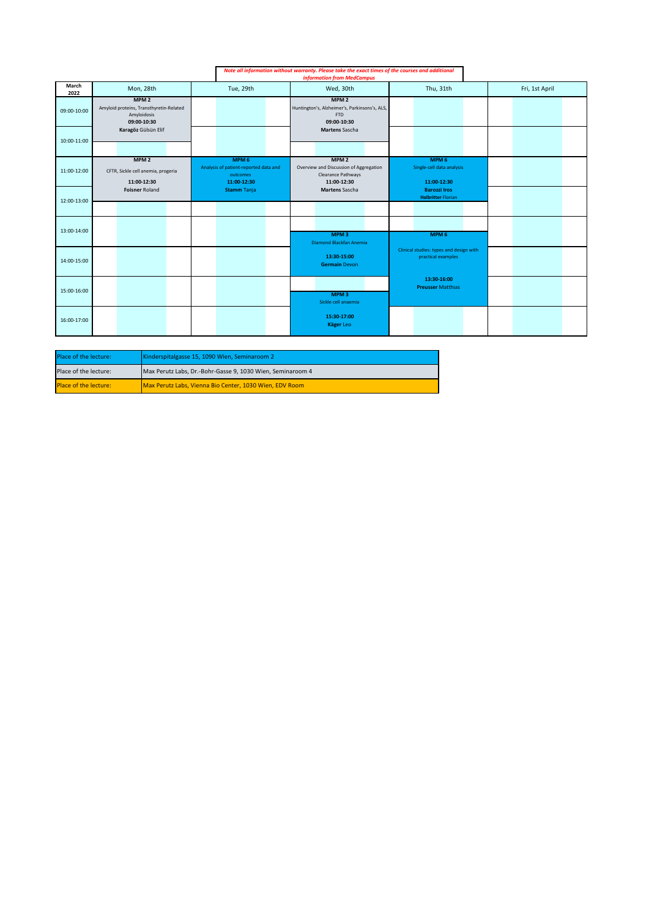***Note all information without warranty. Please take the exact times of the courses and additional information from MedCampus***

| March 2022 | Mon, 28th | Tue, 29th | Wed, 30th | Thu, 31th | Fri, 1st April |
|---|---|---|---|---|---|
| 09:00-10:00 | **MPM 2** Amyloid proteins, Transthyretin-Related Amyloidosis **09:00-10:30** **Karagöz** Gülsün Elif | | **MPM 2** Huntington's, Alzheimer's, Parkinsons's, ALS, FTD **09:00-10:30** **Martens** Sascha | | |
| 10:00-11:00 | | | | | |
| 11:00-12:00 | **MPM 2** CFTR, Sickle cell anemia, progeria **11:00-12:30** **Foisner** Roland | **MPM 6** Analysis of patient-reported data and outcomes **11:00-12:30** **Stamm** Tanja | **MPM 2** Overview and Discussion of Aggregation Clearance Pathways **11:00-12:30** **Martens** Sascha | **MPM 6** Single-cell data analysis **11:00-12:30** **Barozzi Iros** **Halbritter** Florian | |
| 12:00-13:00 | | | | | |
| 13:00-14:00 | | | **MPM 3** Diamond Blackfan Anemia **13:30-15:00** **Germain** Devon | **MPM 6** Clinical studies: types and design with practical examples **13:30-16:00** **Preusser** Matthias | |
| 14:00-15:00 | | | | | |
| 15:00-16:00 | | | **MPM 3** Sickle cell anaemia **15:30-17:00** **Käger** Leo | | |
| 16:00-17:00 | | | | | |

| | |
|---|---|
| Place of the lecture: | Kinderspitalgasse 15, 1090 Wien, Seminaroom 2 |
| Place of the lecture: | Max Perutz Labs, Dr.-Bohr-Gasse 9, 1030 Wien, Seminaroom 4 |
| Place of the lecture: | Max Perutz Labs, Vienna Bio Center, 1030 Wien, EDV Room |